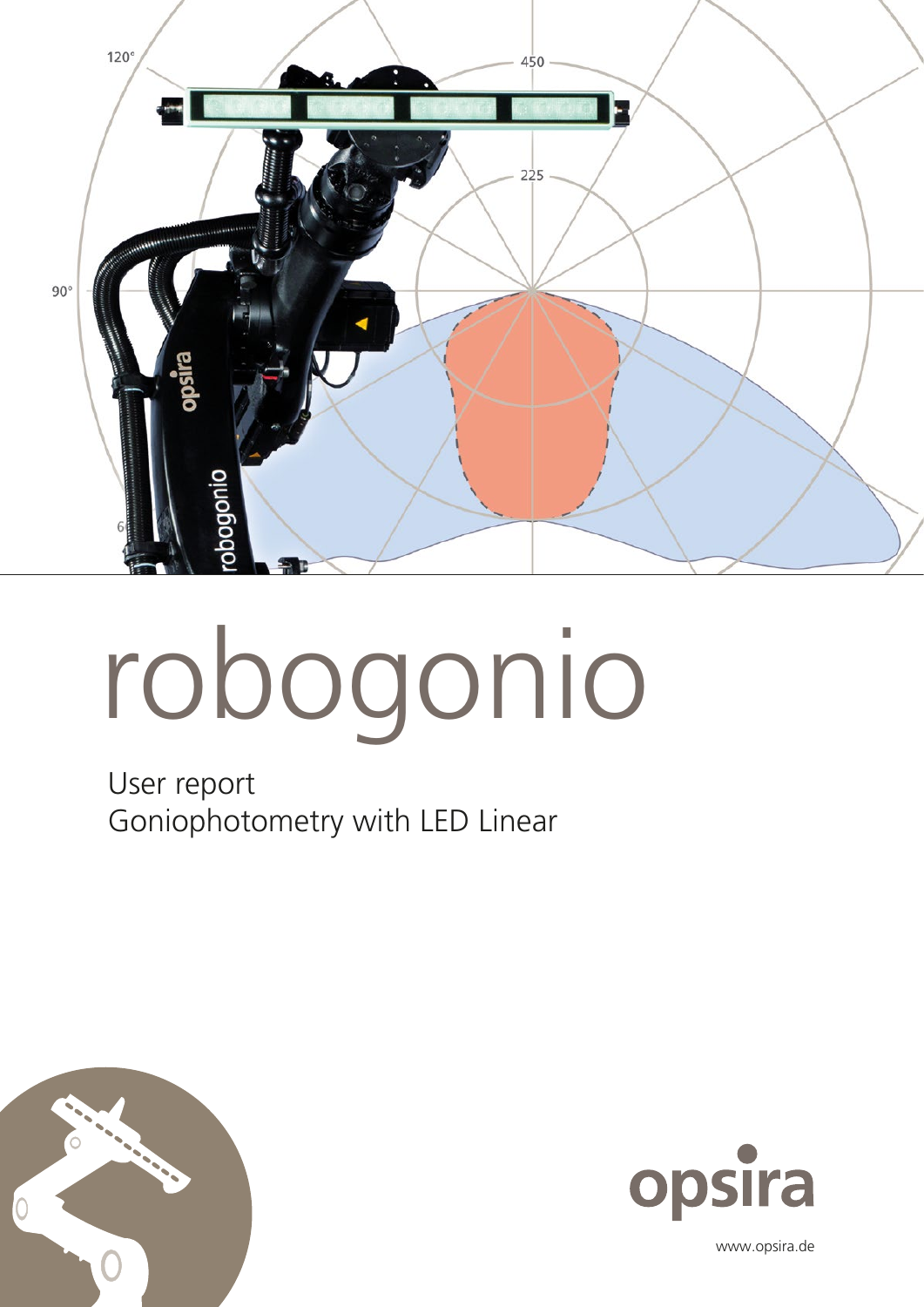# robogonio

User report
Goniophotometry with LED Linear

opsira

www.opsira.de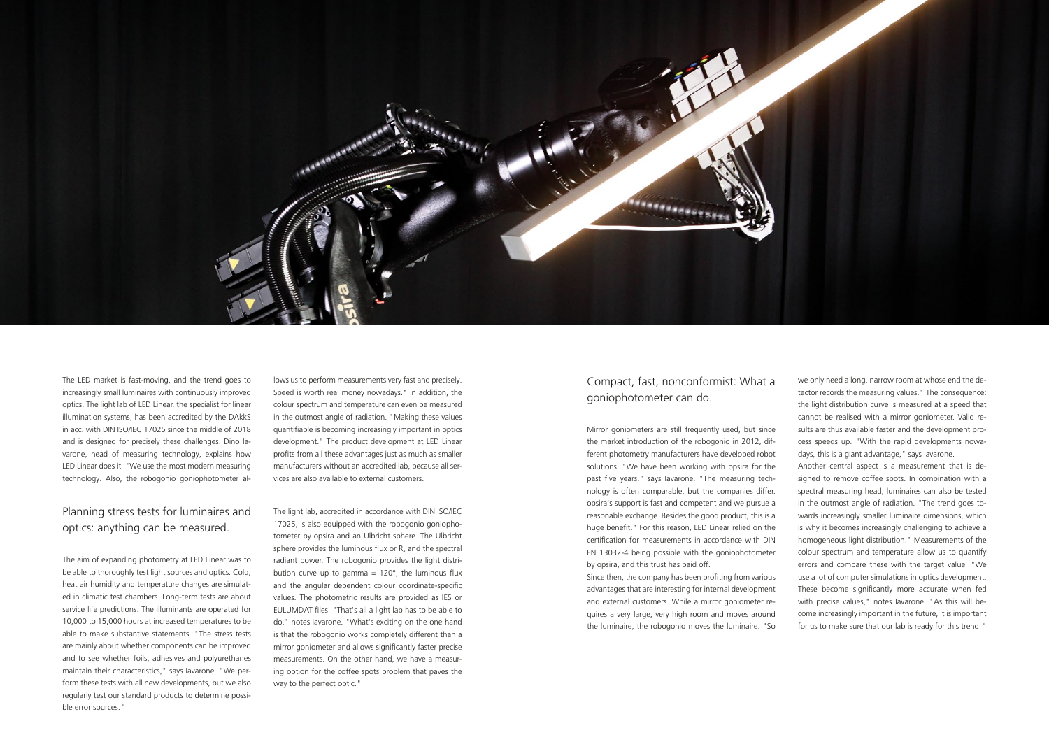The LED market is fast-moving, and the trend goes to increasingly small luminaires with continuously improved optics. The light lab of LED Linear, the specialist for linear illumination systems, has been accredited by the DAkkS in acc. with DIN ISO/IEC 17025 since the middle of 2018 and is designed for precisely these challenges. Dino Iavarone, head of measuring technology, explains how LED Linear does it: "We use the most modern measuring technology. Also, the robogonio goniophotometer allows us to perform measurements very fast and precisely. Speed is worth real money nowadays." In addition, the colour spectrum and temperature can even be measured in the outmost angle of radiation. "Making these values quantifiable is becoming increasingly important in optics development." The product development at LED Linear profits from all these advantages just as much as smaller manufacturers without an accredited lab, because all services are also available to external customers.

## Planning stress tests for luminaires and optics: anything can be measured.

The aim of expanding photometry at LED Linear was to be able to thoroughly test light sources and optics. Cold, heat air humidity and temperature changes are simulated in climatic test chambers. Long-term tests are about service life predictions. The illuminants are operated for 10,000 to 15,000 hours at increased temperatures to be able to make substantive statements. "The stress tests are mainly about whether components can be improved and to see whether foils, adhesives and polyurethanes maintain their characteristics," says Iavarone. "We perform these tests with all new developments, but we also regularly test our standard products to determine possible error sources."

The light lab, accredited in accordance with DIN ISO/IEC 17025, is also equipped with the robogonio goniophotometer by opsira and an Ulbricht sphere. The Ulbricht sphere provides the luminous flux or $R_a$ and the spectral radiant power. The robogonio provides the light distribution curve up to gamma = 120°, the luminous flux and the angular dependent colour coordinate-specific values. The photometric results are provided as IES or EULUMDAT files. "That's all a light lab has to be able to do," notes Iavarone. "What's exciting on the one hand is that the robogonio works completely different than a mirror goniometer and allows significantly faster precise measurements. On the other hand, we have a measuring option for the coffee spots problem that paves the way to the perfect optic."

## Compact, fast, nonconformist: What a goniophotometer can do.

Mirror goniometers are still frequently used, but since the market introduction of the robogonio in 2012, different photometry manufacturers have developed robot solutions. "We have been working with opsira for the past five years," says Iavarone. "The measuring technology is often comparable, but the companies differ. opsira's support is fast and competent and we pursue a reasonable exchange. Besides the good product, this is a huge benefit." For this reason, LED Linear relied on the certification for measurements in accordance with DIN EN 13032-4 being possible with the goniophotometer by opsira, and this trust has paid off.

Since then, the company has been profiting from various advantages that are interesting for internal development and external customers. While a mirror goniometer requires a very large, very high room and moves around the luminaire, the robogonio moves the luminaire. "So we only need a long, narrow room at whose end the detector records the measuring values." The consequence: the light distribution curve is measured at a speed that cannot be realised with a mirror goniometer. Valid results are thus available faster and the development process speeds up. "With the rapid developments nowadays, this is a giant advantage," says Iavarone.

Another central aspect is a measurement that is designed to remove coffee spots. In combination with a spectral measuring head, luminaires can also be tested in the outmost angle of radiation. "The trend goes towards increasingly smaller luminaire dimensions, which is why it becomes increasingly challenging to achieve a homogeneous light distribution." Measurements of the colour spectrum and temperature allow us to quantify errors and compare these with the target value. "We use a lot of computer simulations in optics development. These become significantly more accurate when fed with precise values," notes Iavarone. "As this will become increasingly important in the future, it is important for us to make sure that our lab is ready for this trend."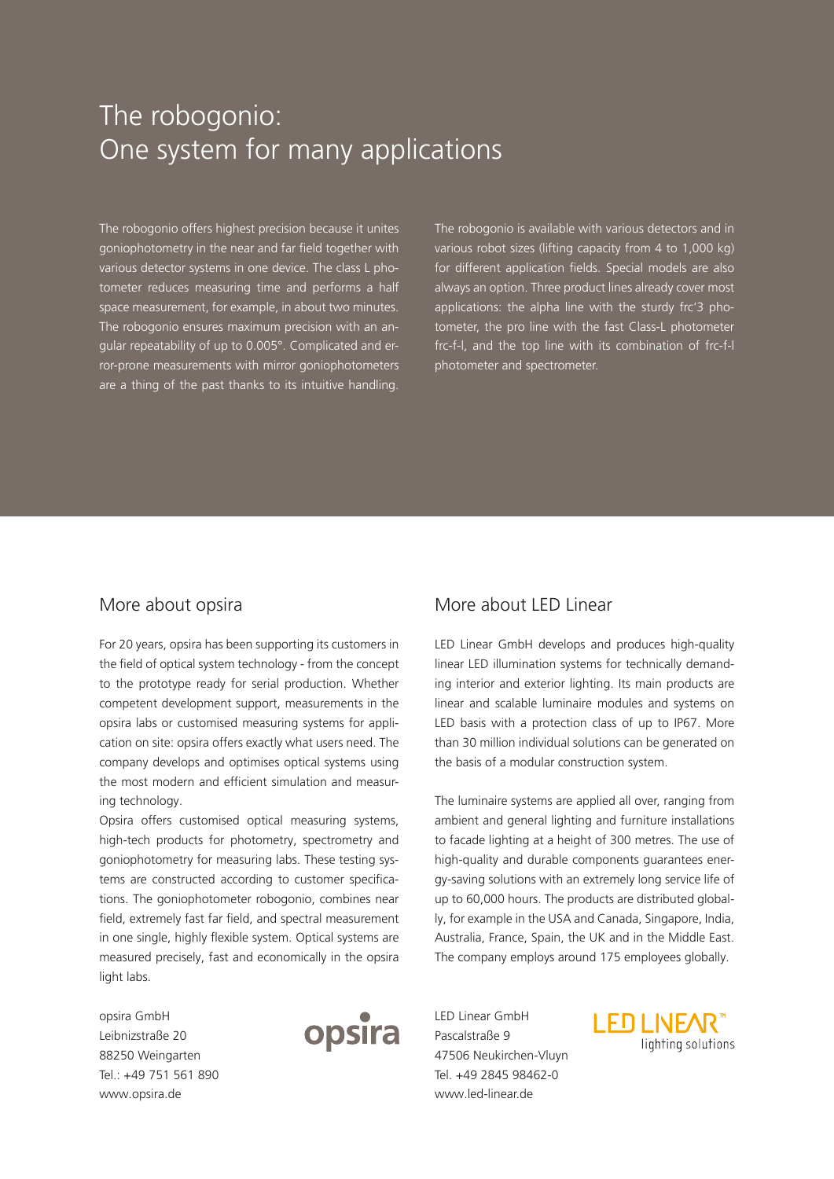# The robogonio: One system for many applications

The robogonio offers highest precision because it unites goniophotometry in the near and far field together with various detector systems in one device. The class L photometer reduces measuring time and performs a half space measurement, for example, in about two minutes. The robogonio ensures maximum precision with an angular repeatability of up to 0.005°. Complicated and error-prone measurements with mirror goniophotometers are a thing of the past thanks to its intuitive handling.

The robogonio is available with various detectors and in various robot sizes (lifting capacity from 4 to 1,000 kg) for different application fields. Special models are also always an option. Three product lines already cover most applications: the alpha line with the sturdy frc'3 photometer, the pro line with the fast Class-L photometer frc-f-l, and the top line with its combination of frc-f-l photometer and spectrometer.

## More about opsira

For 20 years, opsira has been supporting its customers in the field of optical system technology - from the concept to the prototype ready for serial production. Whether competent development support, measurements in the opsira labs or customised measuring systems for application on site: opsira offers exactly what users need. The company develops and optimises optical systems using the most modern and efficient simulation and measuring technology.

Opsira offers customised optical measuring systems, high-tech products for photometry, spectrometry and goniophotometry for measuring labs. These testing systems are constructed according to customer specifications. The goniophotometer robogonio, combines near field, extremely fast far field, and spectral measurement in one single, highly flexible system. Optical systems are measured precisely, fast and economically in the opsira light labs.

opsira GmbH
Leibnizstraße 20
88250 Weingarten
Tel.: +49 751 561 890
www.opsira.de

opsira

## More about LED Linear

LED Linear GmbH develops and produces high-quality linear LED illumination systems for technically demanding interior and exterior lighting. Its main products are linear and scalable luminaire modules and systems on LED basis with a protection class of up to IP67. More than 30 million individual solutions can be generated on the basis of a modular construction system.

The luminaire systems are applied all over, ranging from ambient and general lighting and furniture installations to facade lighting at a height of 300 metres. The use of high-quality and durable components guarantees energy-saving solutions with an extremely long service life of up to 60,000 hours. The products are distributed globally, for example in the USA and Canada, Singapore, India, Australia, France, Spain, the UK and in the Middle East. The company employs around 175 employees globally.

LED Linear GmbH
Pascalstraße 9
47506 Neukirchen-Vluyn
Tel. +49 2845 98462-0
www.led-linear.de

LED LINEAR™
lighting solutions